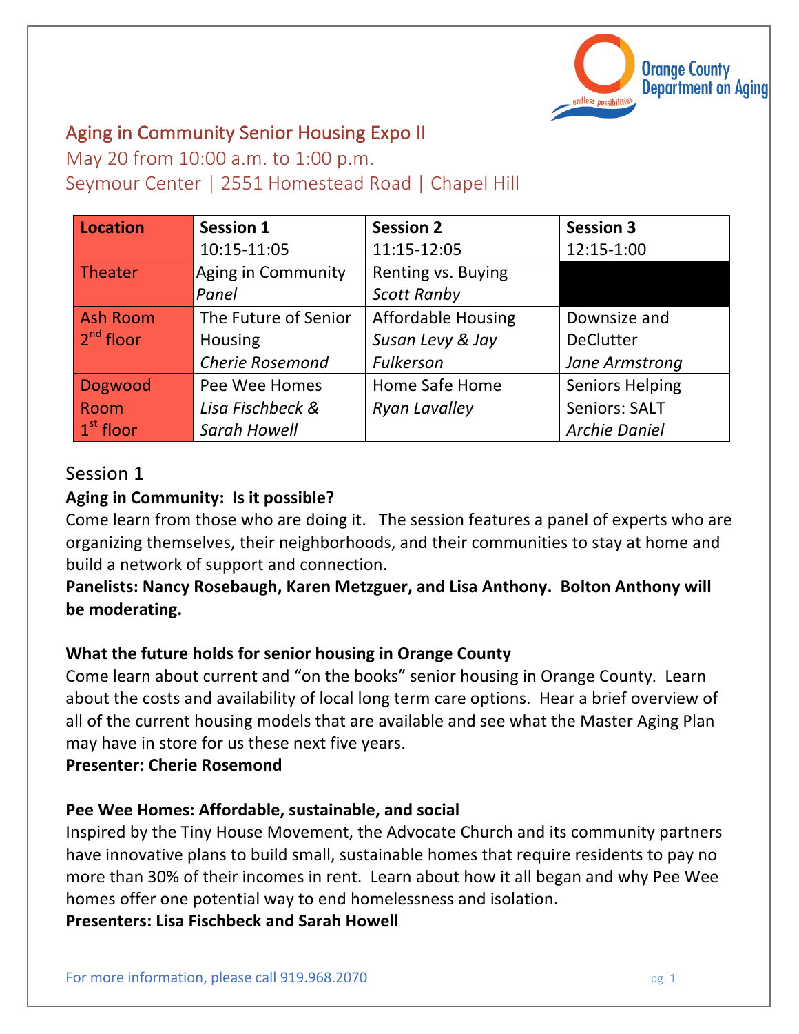Orange County Department on Aging

endless possibilities

# Aging in Community Senior Housing Expo II

May 20 from 10:00 a.m. to 1:00 p.m.
Seymour Center | 2551 Homestead Road | Chapel Hill

| Location | Session 1 10:15-11:05 | Session 2 11:15-12:05 | Session 3 12:15-1:00 |
|---|---|---|---|
| Theater | Aging in Community *Panel* | Renting vs. Buying *Scott Ranby* | |
| Ash Room 2nd floor | The Future of Senior Housing *Cherie Rosemond* | Affordable Housing *Susan Levy & Jay Fulkerson* | Downsize and DeClutter *Jane Armstrong* |
| Dogwood Room 1st floor | Pee Wee Homes *Lisa Fischbeck & Sarah Howell* | Home Safe Home *Ryan Lavalley* | Seniors Helping Seniors: SALT *Archie Daniel* |

## Session 1

**Aging in Community: Is it possible?**

Come learn from those who are doing it. The session features a panel of experts who are organizing themselves, their neighborhoods, and their communities to stay at home and build a network of support and connection.

**Panelists: Nancy Rosebaugh, Karen Metzguer, and Lisa Anthony. Bolton Anthony will be moderating.**

**What the future holds for senior housing in Orange County**

Come learn about current and "on the books" senior housing in Orange County. Learn about the costs and availability of local long term care options. Hear a brief overview of all of the current housing models that are available and see what the Master Aging Plan may have in store for us these next five years.

**Presenter: Cherie Rosemond**

**Pee Wee Homes: Affordable, sustainable, and social**

Inspired by the Tiny House Movement, the Advocate Church and its community partners have innovative plans to build small, sustainable homes that require residents to pay no more than 30% of their incomes in rent. Learn about how it all began and why Pee Wee homes offer one potential way to end homelessness and isolation.

**Presenters: Lisa Fischbeck and Sarah Howell**

For more information, please call 919.968.2070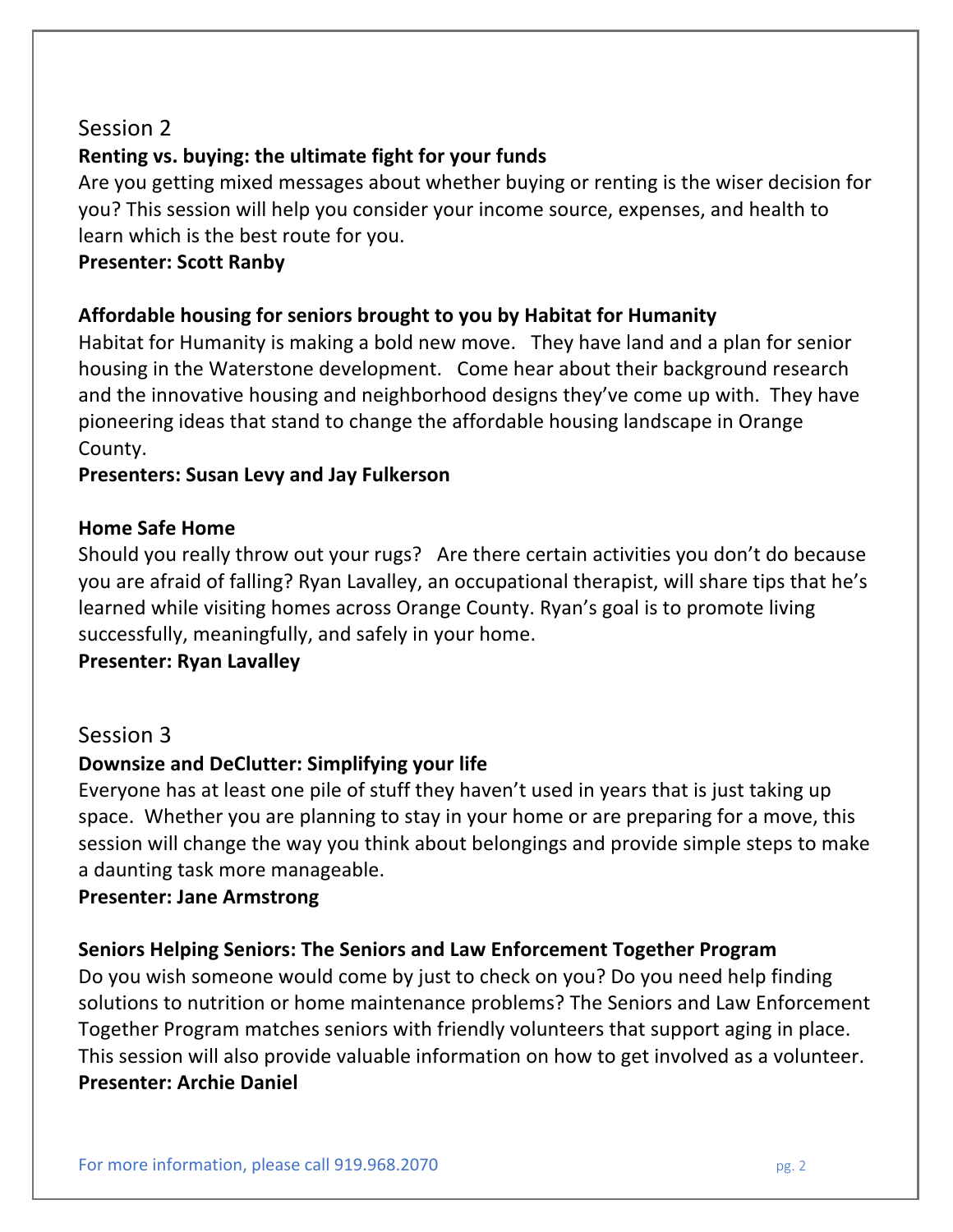## Session 2

**Renting vs. buying: the ultimate fight for your funds**

Are you getting mixed messages about whether buying or renting is the wiser decision for you? This session will help you consider your income source, expenses, and health to learn which is the best route for you.

**Presenter: Scott Ranby**

**Affordable housing for seniors brought to you by Habitat for Humanity**

Habitat for Humanity is making a bold new move. They have land and a plan for senior housing in the Waterstone development. Come hear about their background research and the innovative housing and neighborhood designs they've come up with. They have pioneering ideas that stand to change the affordable housing landscape in Orange County.

**Presenters: Susan Levy and Jay Fulkerson**

**Home Safe Home**

Should you really throw out your rugs? Are there certain activities you don't do because you are afraid of falling? Ryan Lavalley, an occupational therapist, will share tips that he's learned while visiting homes across Orange County. Ryan's goal is to promote living successfully, meaningfully, and safely in your home.

**Presenter: Ryan Lavalley**

## Session 3

**Downsize and DeClutter: Simplifying your life**

Everyone has at least one pile of stuff they haven't used in years that is just taking up space. Whether you are planning to stay in your home or are preparing for a move, this session will change the way you think about belongings and provide simple steps to make a daunting task more manageable.

**Presenter: Jane Armstrong**

**Seniors Helping Seniors: The Seniors and Law Enforcement Together Program**

Do you wish someone would come by just to check on you? Do you need help finding solutions to nutrition or home maintenance problems? The Seniors and Law Enforcement Together Program matches seniors with friendly volunteers that support aging in place. This session will also provide valuable information on how to get involved as a volunteer.

**Presenter: Archie Daniel**

For more information, please call 919.968.2070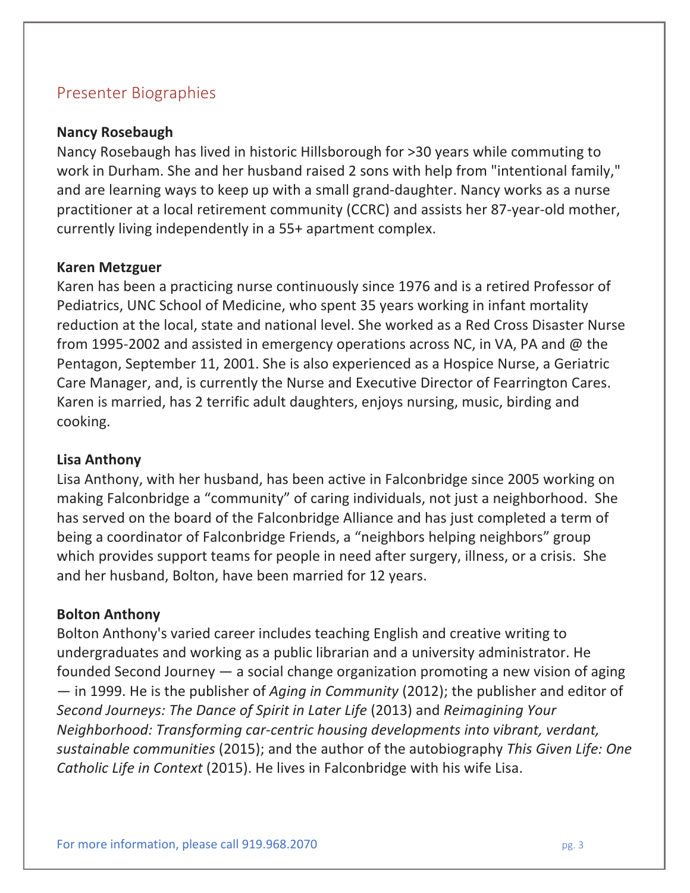## Presenter Biographies

**Nancy Rosebaugh**

Nancy Rosebaugh has lived in historic Hillsborough for >30 years while commuting to work in Durham. She and her husband raised 2 sons with help from "intentional family," and are learning ways to keep up with a small grand-daughter. Nancy works as a nurse practitioner at a local retirement community (CCRC) and assists her 87-year-old mother, currently living independently in a 55+ apartment complex.

**Karen Metzguer**

Karen has been a practicing nurse continuously since 1976 and is a retired Professor of Pediatrics, UNC School of Medicine, who spent 35 years working in infant mortality reduction at the local, state and national level. She worked as a Red Cross Disaster Nurse from 1995-2002 and assisted in emergency operations across NC, in VA, PA and @ the Pentagon, September 11, 2001. She is also experienced as a Hospice Nurse, a Geriatric Care Manager, and, is currently the Nurse and Executive Director of Fearrington Cares. Karen is married, has 2 terrific adult daughters, enjoys nursing, music, birding and cooking.

**Lisa Anthony**

Lisa Anthony, with her husband, has been active in Falconbridge since 2005 working on making Falconbridge a "community" of caring individuals, not just a neighborhood. She has served on the board of the Falconbridge Alliance and has just completed a term of being a coordinator of Falconbridge Friends, a "neighbors helping neighbors" group which provides support teams for people in need after surgery, illness, or a crisis. She and her husband, Bolton, have been married for 12 years.

**Bolton Anthony**

Bolton Anthony's varied career includes teaching English and creative writing to undergraduates and working as a public librarian and a university administrator. He founded Second Journey — a social change organization promoting a new vision of aging — in 1999. He is the publisher of *Aging in Community* (2012); the publisher and editor of *Second Journeys: The Dance of Spirit in Later Life* (2013) and *Reimagining Your Neighborhood: Transforming car-centric housing developments into vibrant, verdant, sustainable communities* (2015); and the author of the autobiography *This Given Life: One Catholic Life in Context* (2015). He lives in Falconbridge with his wife Lisa.

For more information, please call 919.968.2070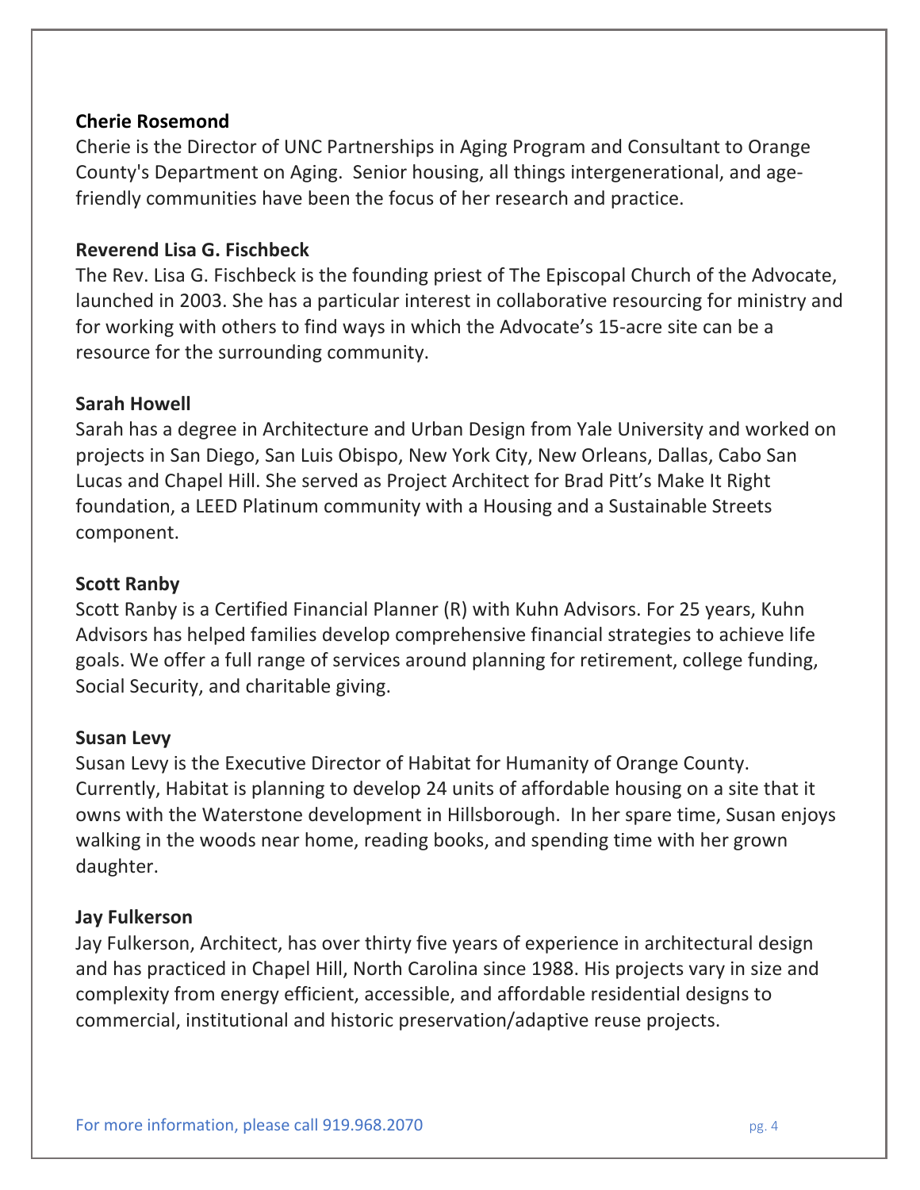**Cherie Rosemond**

Cherie is the Director of UNC Partnerships in Aging Program and Consultant to Orange County's Department on Aging. Senior housing, all things intergenerational, and age-friendly communities have been the focus of her research and practice.

**Reverend Lisa G. Fischbeck**

The Rev. Lisa G. Fischbeck is the founding priest of The Episcopal Church of the Advocate, launched in 2003. She has a particular interest in collaborative resourcing for ministry and for working with others to find ways in which the Advocate's 15-acre site can be a resource for the surrounding community.

**Sarah Howell**

Sarah has a degree in Architecture and Urban Design from Yale University and worked on projects in San Diego, San Luis Obispo, New York City, New Orleans, Dallas, Cabo San Lucas and Chapel Hill. She served as Project Architect for Brad Pitt's Make It Right foundation, a LEED Platinum community with a Housing and a Sustainable Streets component.

**Scott Ranby**

Scott Ranby is a Certified Financial Planner (R) with Kuhn Advisors. For 25 years, Kuhn Advisors has helped families develop comprehensive financial strategies to achieve life goals. We offer a full range of services around planning for retirement, college funding, Social Security, and charitable giving.

**Susan Levy**

Susan Levy is the Executive Director of Habitat for Humanity of Orange County. Currently, Habitat is planning to develop 24 units of affordable housing on a site that it owns with the Waterstone development in Hillsborough. In her spare time, Susan enjoys walking in the woods near home, reading books, and spending time with her grown daughter.

**Jay Fulkerson**

Jay Fulkerson, Architect, has over thirty five years of experience in architectural design and has practiced in Chapel Hill, North Carolina since 1988. His projects vary in size and complexity from energy efficient, accessible, and affordable residential designs to commercial, institutional and historic preservation/adaptive reuse projects.

For more information, please call 919.968.2070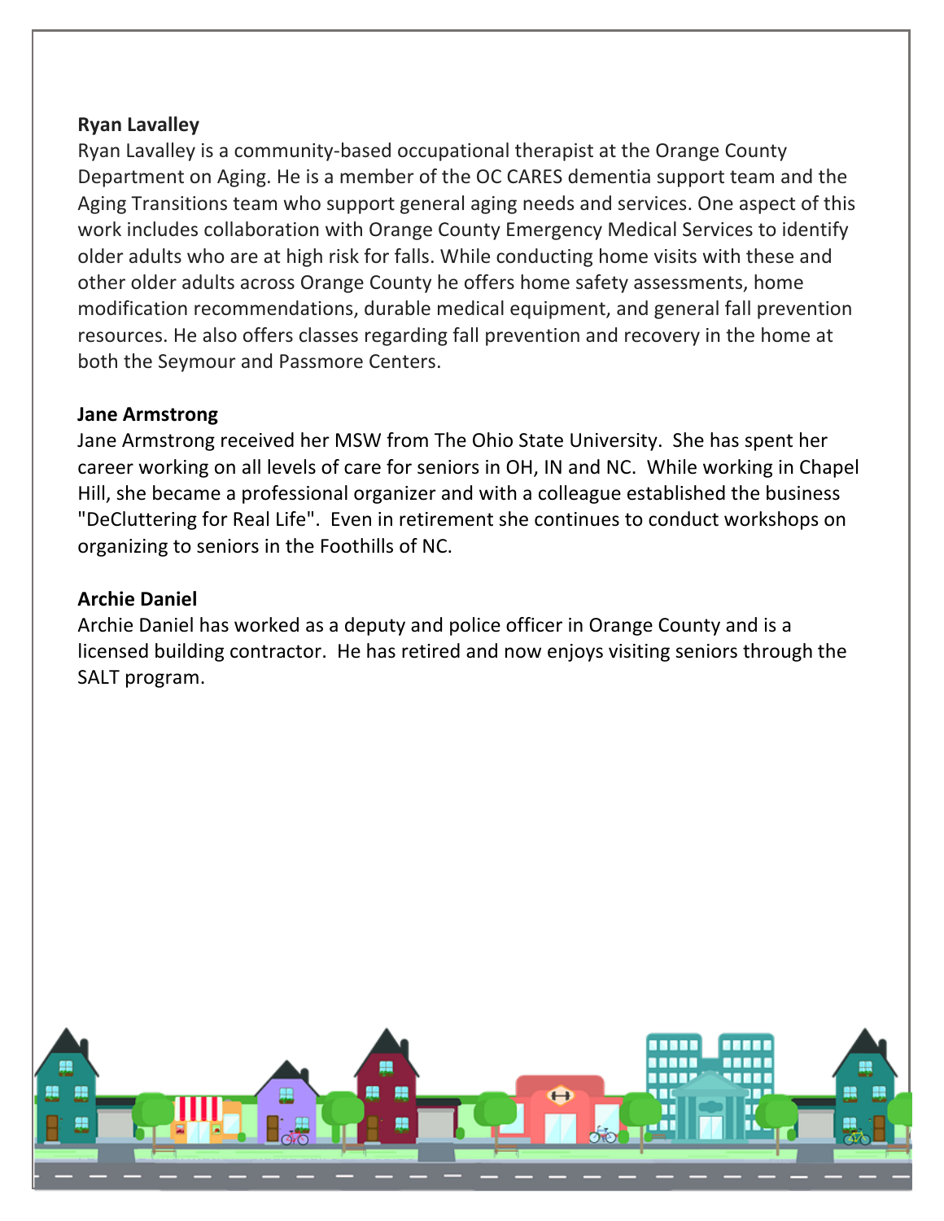**Ryan Lavalley**

Ryan Lavalley is a community-based occupational therapist at the Orange County Department on Aging. He is a member of the OC CARES dementia support team and the Aging Transitions team who support general aging needs and services. One aspect of this work includes collaboration with Orange County Emergency Medical Services to identify older adults who are at high risk for falls. While conducting home visits with these and other older adults across Orange County he offers home safety assessments, home modification recommendations, durable medical equipment, and general fall prevention resources. He also offers classes regarding fall prevention and recovery in the home at both the Seymour and Passmore Centers.

**Jane Armstrong**

Jane Armstrong received her MSW from The Ohio State University. She has spent her career working on all levels of care for seniors in OH, IN and NC. While working in Chapel Hill, she became a professional organizer and with a colleague established the business "DeCluttering for Real Life". Even in retirement she continues to conduct workshops on organizing to seniors in the Foothills of NC.

**Archie Daniel**

Archie Daniel has worked as a deputy and police officer in Orange County and is a licensed building contractor. He has retired and now enjoys visiting seniors through the SALT program.